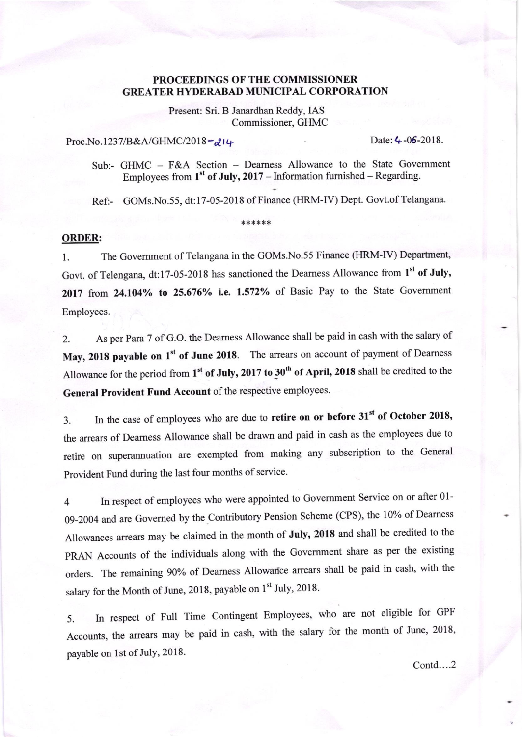**PROCEEDINGS OF THE COMMISSIONER**
**GREATER HYDERABAD MUNICIPAL CORPORATION**

Present: Sri. B Janardhan Reddy, IAS
Commissioner, GHMC

Proc.No.1237/B&A/GHMC/2018-214 Date: 4-06-2018.

Sub:- GHMC – F&A Section – Dearness Allowance to the State Government Employees from **1st of July, 2017** – Information furnished – Regarding.

Ref:- GOMs.No.55, dt:17-05-2018 of Finance (HRM-IV) Dept. Govt.of Telangana.

******

**ORDER:**

1. The Government of Telangana in the GOMs.No.55 Finance (HRM-IV) Department, Govt. of Telengana, dt:17-05-2018 has sanctioned the Dearness Allowance from **1st of July, 2017** from **24.104% to 25.676% i.e. 1.572%** of Basic Pay to the State Government Employees.

2. As per Para 7 of G.O. the Dearness Allowance shall be paid in cash with the salary of **May, 2018 payable on 1st of June 2018**. The arrears on account of payment of Dearness Allowance for the period from **1st of July, 2017 to 30th of April, 2018** shall be credited to the **General Provident Fund Account** of the respective employees.

3. In the case of employees who are due to **retire on or before 31st of October 2018**, the arrears of Dearness Allowance shall be drawn and paid in cash as the employees due to retire on superannuation are exempted from making any subscription to the General Provident Fund during the last four months of service.

4 In respect of employees who were appointed to Government Service on or after 01-09-2004 and are Governed by the Contributory Pension Scheme (CPS), the 10% of Dearness Allowances arrears may be claimed in the month of **July, 2018** and shall be credited to the PRAN Accounts of the individuals along with the Government share as per the existing orders. The remaining 90% of Dearness Allowance arrears shall be paid in cash, with the salary for the Month of June, 2018, payable on 1st July, 2018.

5. In respect of Full Time Contingent Employees, who are not eligible for GPF Accounts, the arrears may be paid in cash, with the salary for the month of June, 2018, payable on 1st of July, 2018.

Contd....2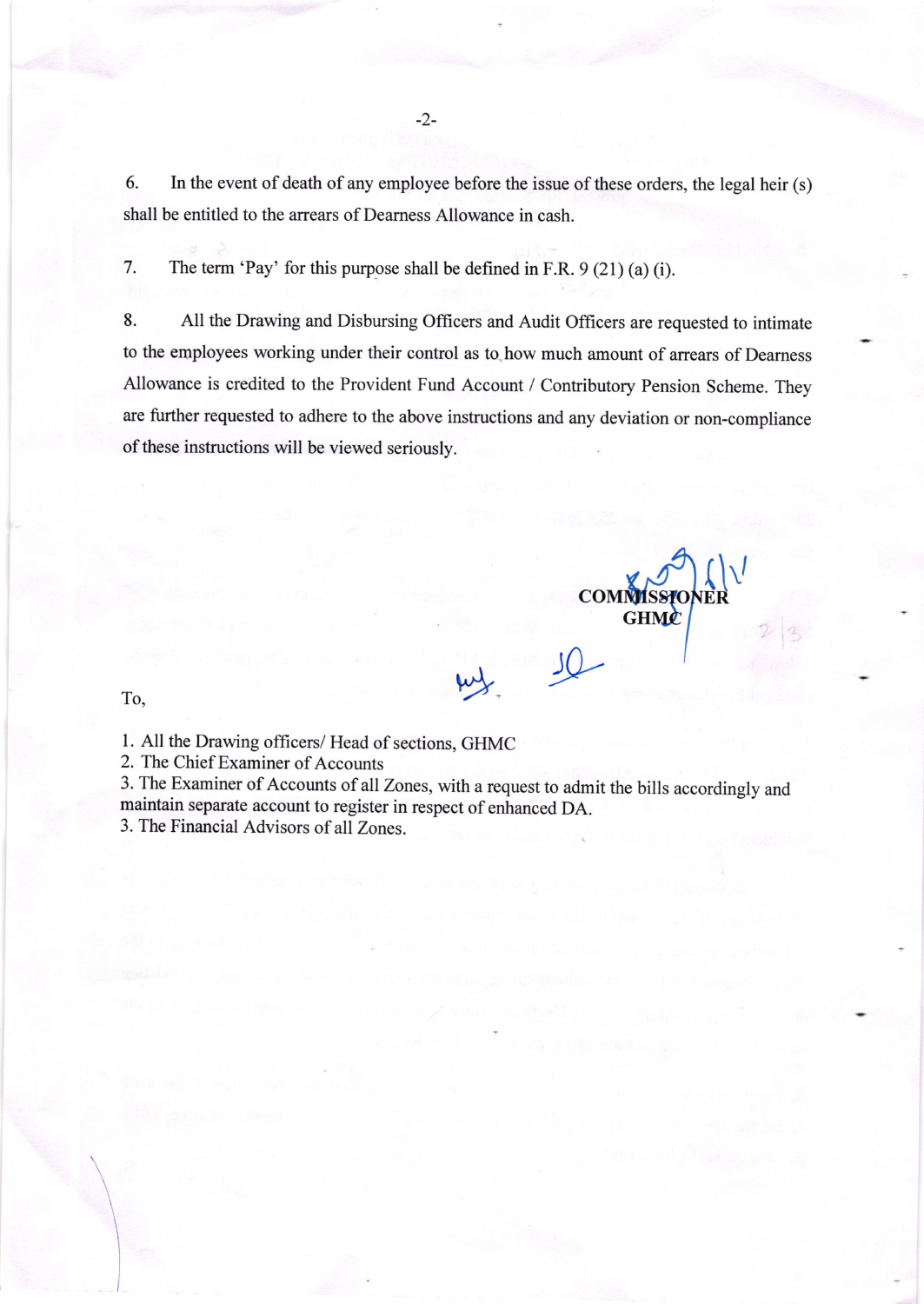6. In the event of death of any employee before the issue of these orders, the legal heir (s) shall be entitled to the arrears of Dearness Allowance in cash.

7. The term 'Pay' for this purpose shall be defined in F.R. 9 (21) (a) (i).

8. All the Drawing and Disbursing Officers and Audit Officers are requested to intimate to the employees working under their control as to how much amount of arrears of Dearness Allowance is credited to the Provident Fund Account / Contributory Pension Scheme. They are further requested to adhere to the above instructions and any deviation or non-compliance of these instructions will be viewed seriously.

**COMMISSIONER**
**GHMC**

To,

1. All the Drawing officers/ Head of sections, GHMC
2. The Chief Examiner of Accounts
3. The Examiner of Accounts of all Zones, with a request to admit the bills accordingly and maintain separate account to register in respect of enhanced DA.
3. The Financial Advisors of all Zones.